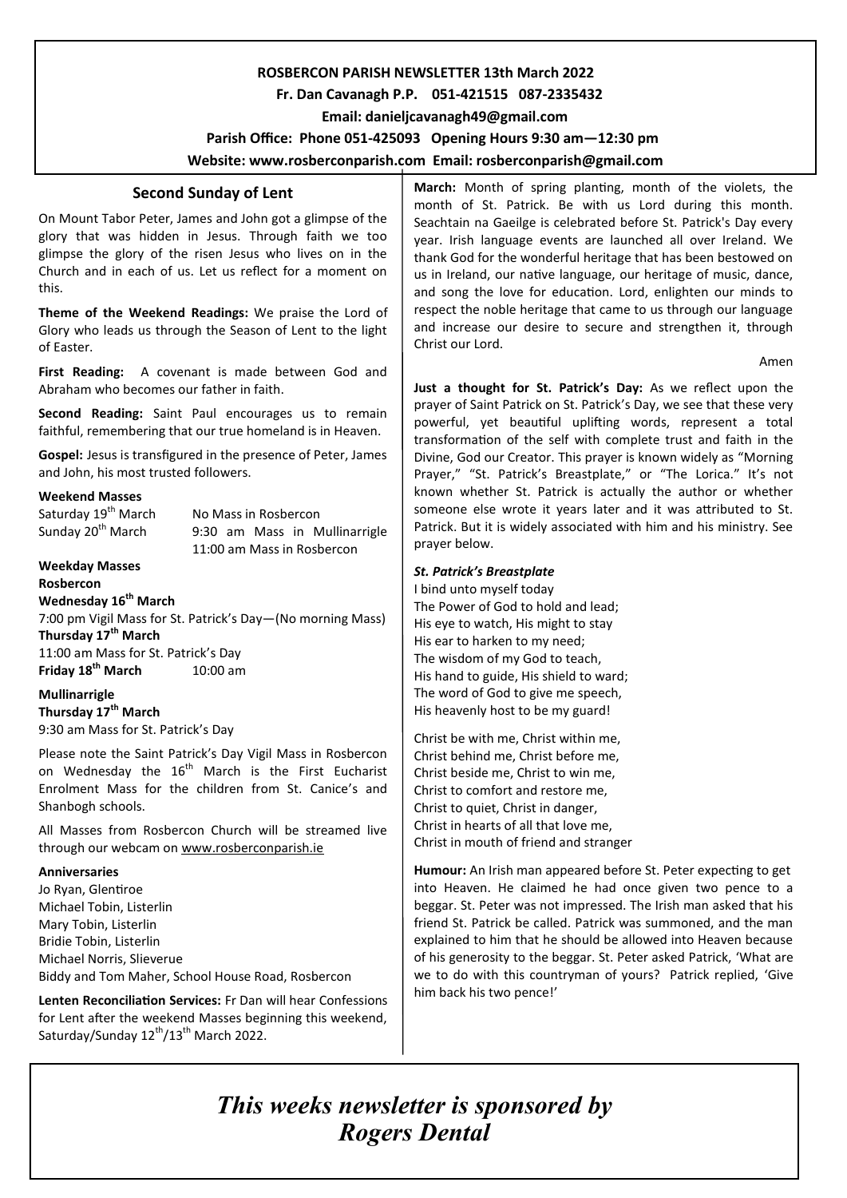**ROSBERCON PARISH NEWSLETTER 13th March 2022**

**Fr. Dan Cavanagh P.P. 051-421515 087-2335432**

**Email: danieljcavanagh49@gmail.com**

**Parish Office: Phone 051-425093 Opening Hours 9:30 am—12:30 pm**

**Website: www.rosberconparish.com Email: rosberconparish@gmail.com**

## Second Sunday of Lent

On Mount Tabor Peter, James and John got a glimpse of the glory that was hidden in Jesus. Through faith we too glimpse the glory of the risen Jesus who lives on in the Church and in each of us. Let us reflect for a moment on this.

**Theme of the Weekend Readings:** We praise the Lord of Glory who leads us through the Season of Lent to the light of Easter.

**First Reading:** A covenant is made between God and Abraham who becomes our father in faith.

**Second Reading:** Saint Paul encourages us to remain faithful, remembering that our true homeland is in Heaven.

**Gospel:** Jesus is transfigured in the presence of Peter, James and John, his most trusted followers.

**Weekend Masses**

Saturday 19th March — No Mass in Rosbercon

Sunday 20th March — 9:30 am Mass in Mullinarrigle; 11:00 am Mass in Rosbercon

**Weekday Masses**

**Rosbercon**

**Wednesday 16th March**

7:00 pm Vigil Mass for St. Patrick's Day—(No morning Mass)

**Thursday 17th March**

11:00 am Mass for St. Patrick's Day

**Friday 18th March** 10:00 am

**Mullinarrigle**

**Thursday 17th March**

9:30 am Mass for St. Patrick's Day

Please note the Saint Patrick's Day Vigil Mass in Rosbercon on Wednesday the 16th March is the First Eucharist Enrolment Mass for the children from St. Canice's and Shanbogh schools.

All Masses from Rosbercon Church will be streamed live through our webcam on www.rosberconparish.ie

**Anniversaries**

Jo Ryan, Glentiroe
Michael Tobin, Listerlin
Mary Tobin, Listerlin
Bridie Tobin, Listerlin
Michael Norris, Slieverue
Biddy and Tom Maher, School House Road, Rosbercon

**Lenten Reconciliation Services:** Fr Dan will hear Confessions for Lent after the weekend Masses beginning this weekend, Saturday/Sunday 12th/13th March 2022.

**March:** Month of spring planting, month of the violets, the month of St. Patrick. Be with us Lord during this month. Seachtain na Gaeilge is celebrated before St. Patrick's Day every year. Irish language events are launched all over Ireland. We thank God for the wonderful heritage that has been bestowed on us in Ireland, our native language, our heritage of music, dance, and song the love for education. Lord, enlighten our minds to respect the noble heritage that came to us through our language and increase our desire to secure and strengthen it, through Christ our Lord.

Amen

**Just a thought for St. Patrick's Day:** As we reflect upon the prayer of Saint Patrick on St. Patrick's Day, we see that these very powerful, yet beautiful uplifting words, represent a total transformation of the self with complete trust and faith in the Divine, God our Creator. This prayer is known widely as "Morning Prayer," "St. Patrick's Breastplate," or "The Lorica." It's not known whether St. Patrick is actually the author or whether someone else wrote it years later and it was attributed to St. Patrick. But it is widely associated with him and his ministry. See prayer below.

***St. Patrick's Breastplate***

I bind unto myself today
The Power of God to hold and lead;
His eye to watch, His might to stay
His ear to harken to my need;
The wisdom of my God to teach,
His hand to guide, His shield to ward;
The word of God to give me speech,
His heavenly host to be my guard!

Christ be with me, Christ within me,
Christ behind me, Christ before me,
Christ beside me, Christ to win me,
Christ to comfort and restore me,
Christ to quiet, Christ in danger,
Christ in hearts of all that love me,
Christ in mouth of friend and stranger

**Humour:** An Irish man appeared before St. Peter expecting to get into Heaven. He claimed he had once given two pence to a beggar. St. Peter was not impressed. The Irish man asked that his friend St. Patrick be called. Patrick was summoned, and the man explained to him that he should be allowed into Heaven because of his generosity to the beggar. St. Peter asked Patrick, 'What are we to do with this countryman of yours? Patrick replied, 'Give him back his two pence!'

***This weeks newsletter is sponsored by Rogers Dental***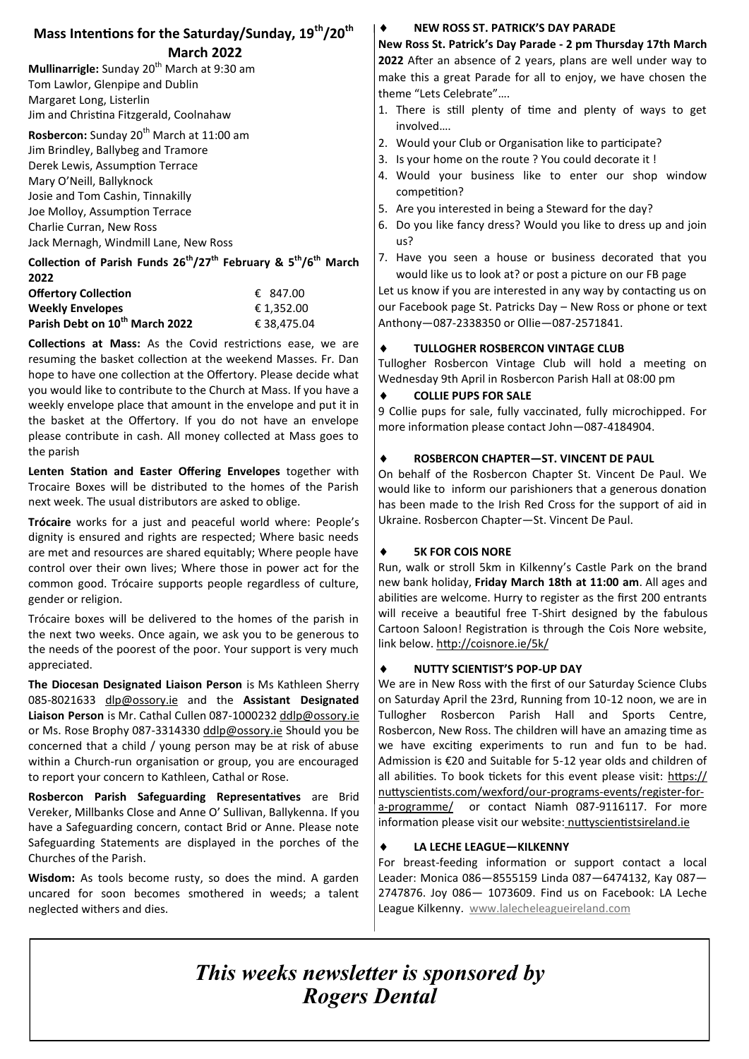## Mass Intentions for the Saturday/Sunday, 19th/20th March 2022

**Mullinarrigle:** Sunday 20th March at 9:30 am
Tom Lawlor, Glenpipe and Dublin
Margaret Long, Listerlin
Jim and Christina Fitzgerald, Coolnahaw

**Rosbercon:** Sunday 20th March at 11:00 am
Jim Brindley, Ballybeg and Tramore
Derek Lewis, Assumption Terrace
Mary O'Neill, Ballyknock
Josie and Tom Cashin, Tinnakilly
Joe Molloy, Assumption Terrace
Charlie Curran, New Ross
Jack Mernagh, Windmill Lane, New Ross

**Collection of Parish Funds 26th/27th February & 5th/6th March 2022**

| | |
|---|---|
| **Offertory Collection** | € 847.00 |
| **Weekly Envelopes** | € 1,352.00 |
| **Parish Debt on 10th March 2022** | € 38,475.04 |

**Collections at Mass:** As the Covid restrictions ease, we are resuming the basket collection at the weekend Masses. Fr. Dan hope to have one collection at the Offertory. Please decide what you would like to contribute to the Church at Mass. If you have a weekly envelope place that amount in the envelope and put it in the basket at the Offertory. If you do not have an envelope please contribute in cash. All money collected at Mass goes to the parish

**Lenten Station and Easter Offering Envelopes** together with Trocaire Boxes will be distributed to the homes of the Parish next week. The usual distributors are asked to oblige.

**Trócaire** works for a just and peaceful world where: People's dignity is ensured and rights are respected; Where basic needs are met and resources are shared equitably; Where people have control over their own lives; Where those in power act for the common good. Trócaire supports people regardless of culture, gender or religion.

Trócaire boxes will be delivered to the homes of the parish in the next two weeks. Once again, we ask you to be generous to the needs of the poorest of the poor. Your support is very much appreciated.

**The Diocesan Designated Liaison Person** is Ms Kathleen Sherry 085-8021633 dlp@ossory.ie and the **Assistant Designated Liaison Person** is Mr. Cathal Cullen 087-1000232 ddlp@ossory.ie or Ms. Rose Brophy 087-3314330 ddlp@ossory.ie Should you be concerned that a child / young person may be at risk of abuse within a Church-run organisation or group, you are encouraged to report your concern to Kathleen, Cathal or Rose.

**Rosbercon Parish Safeguarding Representatives** are Brid Vereker, Millbanks Close and Anne O' Sullivan, Ballykenna. If you have a Safeguarding concern, contact Brid or Anne. Please note Safeguarding Statements are displayed in the porches of the Churches of the Parish.

**Wisdom:** As tools become rusty, so does the mind. A garden uncared for soon becomes smothered in weeds; a talent neglected withers and dies.

### ♦ NEW ROSS ST. PATRICK'S DAY PARADE

**New Ross St. Patrick's Day Parade - 2 pm Thursday 17th March 2022** After an absence of 2 years, plans are well under way to make this a great Parade for all to enjoy, we have chosen the theme "Lets Celebrate"….

1. There is still plenty of time and plenty of ways to get involved….
2. Would your Club or Organisation like to participate?
3. Is your home on the route ? You could decorate it !
4. Would your business like to enter our shop window competition?
5. Are you interested in being a Steward for the day?
6. Do you like fancy dress? Would you like to dress up and join us?
7. Have you seen a house or business decorated that you would like us to look at? or post a picture on our FB page

Let us know if you are interested in any way by contacting us on our Facebook page St. Patricks Day – New Ross or phone or text Anthony—087-2338350 or Ollie—087-2571841.

### ♦ TULLOGHER ROSBERCON VINTAGE CLUB

Tullogher Rosbercon Vintage Club will hold a meeting on Wednesday 9th April in Rosbercon Parish Hall at 08:00 pm

### ♦ COLLIE PUPS FOR SALE

9 Collie pups for sale, fully vaccinated, fully microchipped. For more information please contact John—087-4184904.

### ♦ ROSBERCON CHAPTER—ST. VINCENT DE PAUL

On behalf of the Rosbercon Chapter St. Vincent De Paul. We would like to inform our parishioners that a generous donation has been made to the Irish Red Cross for the support of aid in Ukraine. Rosbercon Chapter—St. Vincent De Paul.

### ♦ 5K FOR COIS NORE

Run, walk or stroll 5km in Kilkenny's Castle Park on the brand new bank holiday, **Friday March 18th at 11:00 am**. All ages and abilities are welcome. Hurry to register as the first 200 entrants will receive a beautiful free T-Shirt designed by the fabulous Cartoon Saloon! Registration is through the Cois Nore website, link below. http://coisnore.ie/5k/

### ♦ NUTTY SCIENTIST'S POP-UP DAY

We are in New Ross with the first of our Saturday Science Clubs on Saturday April the 23rd, Running from 10-12 noon, we are in Tullogher Rosbercon Parish Hall and Sports Centre, Rosbercon, New Ross. The children will have an amazing time as we have exciting experiments to run and fun to be had. Admission is €20 and Suitable for 5-12 year olds and children of all abilities. To book tickets for this event please visit: https://nuttyscientists.com/wexford/our-programs-events/register-for-a-programme/ or contact Niamh 087-9116117. For more information please visit our website: nuttyscientistsireland.ie

### ♦ LA LECHE LEAGUE—KILKENNY

For breast-feeding information or support contact a local Leader: Monica 086—8555159 Linda 087—6474132, Kay 087—2747876. Joy 086— 1073609. Find us on Facebook: LA Leche League Kilkenny. www.lalecheleagueireland.com

*This weeks newsletter is sponsored by Rogers Dental*